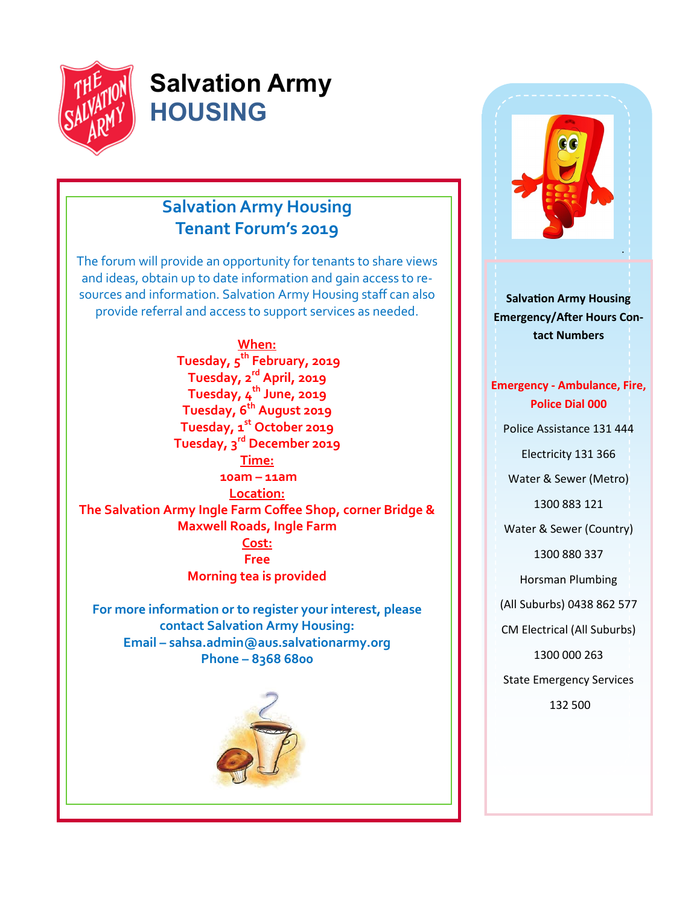# Salvation Army HOUSING

## Salvation Army Housing Tenant Forum's 2019

The forum will provide an opportunity for tenants to share views and ideas, obtain up to date information and gain access to resources and information. Salvation Army Housing staff can also provide referral and access to support services as needed.

**When:**

**Tuesday, 5th February, 2019**
**Tuesday, 2nd April, 2019**
**Tuesday, 4th June, 2019**
**Tuesday, 6th August 2019**
**Tuesday, 1st October 2019**
**Tuesday, 3rd December 2019**

**Time:**

**10am – 11am**

**Location:**

**The Salvation Army Ingle Farm Coffee Shop, corner Bridge & Maxwell Roads, Ingle Farm**

**Cost:**

**Free**

**Morning tea is provided**

**For more information or to register your interest, please contact Salvation Army Housing:**
**Email – sahsa.admin@aus.salvationarmy.org**
**Phone – 8368 6800**

**Salvation Army Housing Emergency/After Hours Contact Numbers**

**Emergency - Ambulance, Fire, Police Dial 000**

Police Assistance 131 444

Electricity 131 366

Water & Sewer (Metro) 1300 883 121

Water & Sewer (Country) 1300 880 337

Horsman Plumbing (All Suburbs) 0438 862 577

CM Electrical (All Suburbs) 1300 000 263

State Emergency Services 132 500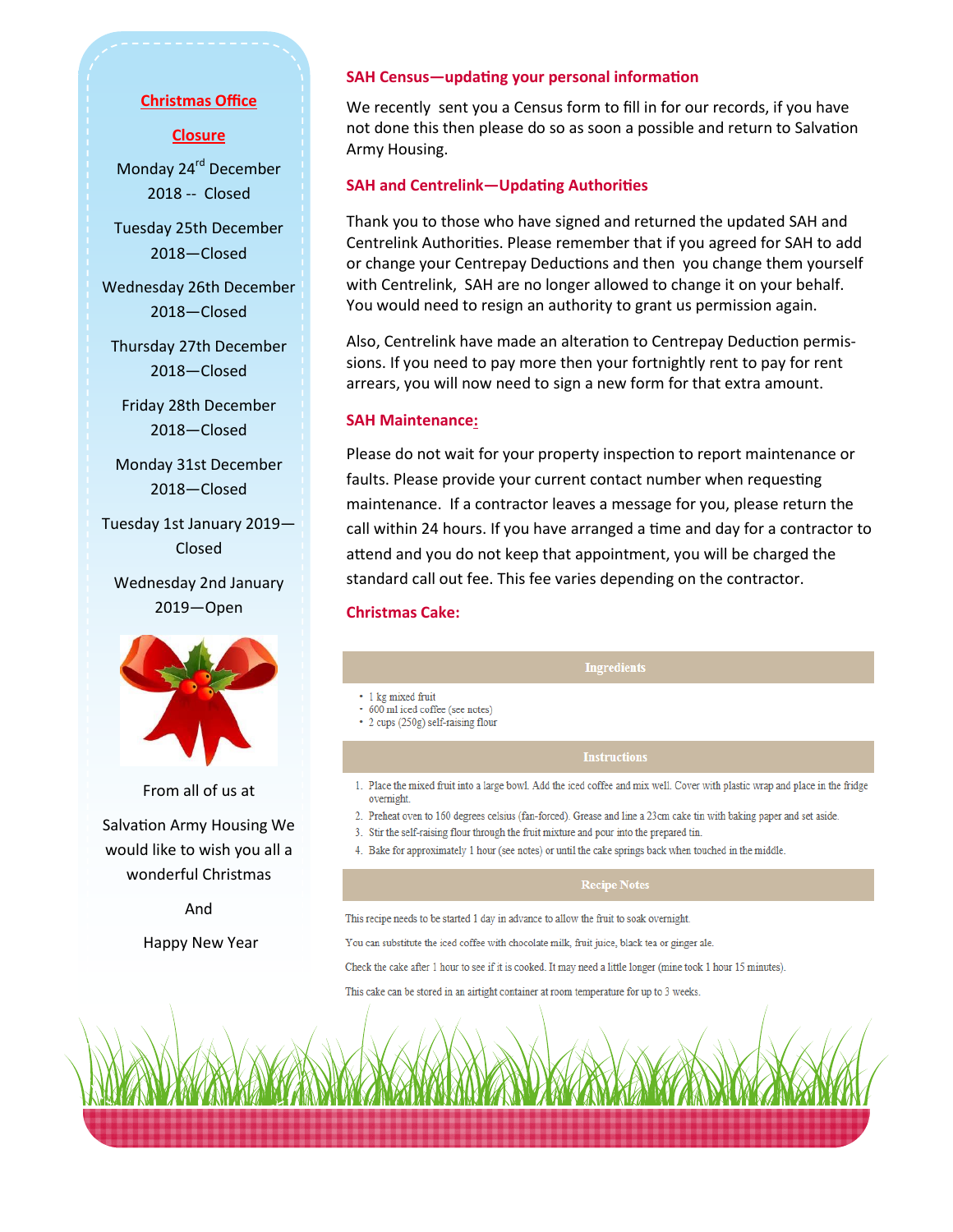## Christmas Office Closure

Monday 24[rd] December 2018 -- Closed

Tuesday 25th December 2018—Closed

Wednesday 26th December 2018—Closed

Thursday 27th December 2018—Closed

Friday 28th December 2018—Closed

Monday 31st December 2018—Closed

Tuesday 1st January 2019—Closed

Wednesday 2nd January 2019—Open

From all of us at

Salvation Army Housing We would like to wish you all a wonderful Christmas

And

Happy New Year

### SAH Census—updating your personal information

We recently sent you a Census form to fill in for our records, if you have not done this then please do so as soon a possible and return to Salvation Army Housing.

### SAH and Centrelink—Updating Authorities

Thank you to those who have signed and returned the updated SAH and Centrelink Authorities. Please remember that if you agreed for SAH to add or change your Centrepay Deductions and then you change them yourself with Centrelink, SAH are no longer allowed to change it on your behalf. You would need to resign an authority to grant us permission again.

Also, Centrelink have made an alteration to Centrepay Deduction permissions. If you need to pay more then your fortnightly rent to pay for rent arrears, you will now need to sign a new form for that extra amount.

### SAH Maintenance:

Please do not wait for your property inspection to report maintenance or faults. Please provide your current contact number when requesting maintenance. If a contractor leaves a message for you, please return the call within 24 hours. If you have arranged a time and day for a contractor to attend and you do not keep that appointment, you will be charged the standard call out fee. This fee varies depending on the contractor.

### Christmas Cake:

#### Ingredients

- 1 kg mixed fruit
- 600 ml iced coffee (see notes)
- 2 cups (250g) self-raising flour

#### Instructions

1. Place the mixed fruit into a large bowl. Add the iced coffee and mix well. Cover with plastic wrap and place in the fridge overnight.
2. Preheat oven to 160 degrees celsius (fan-forced). Grease and line a 23cm cake tin with baking paper and set aside.
3. Stir the self-raising flour through the fruit mixture and pour into the prepared tin.
4. Bake for approximately 1 hour (see notes) or until the cake springs back when touched in the middle.

#### Recipe Notes

This recipe needs to be started 1 day in advance to allow the fruit to soak overnight.

You can substitute the iced coffee with chocolate milk, fruit juice, black tea or ginger ale.

Check the cake after 1 hour to see if it is cooked. It may need a little longer (mine took 1 hour 15 minutes).

This cake can be stored in an airtight container at room temperature for up to 3 weeks.